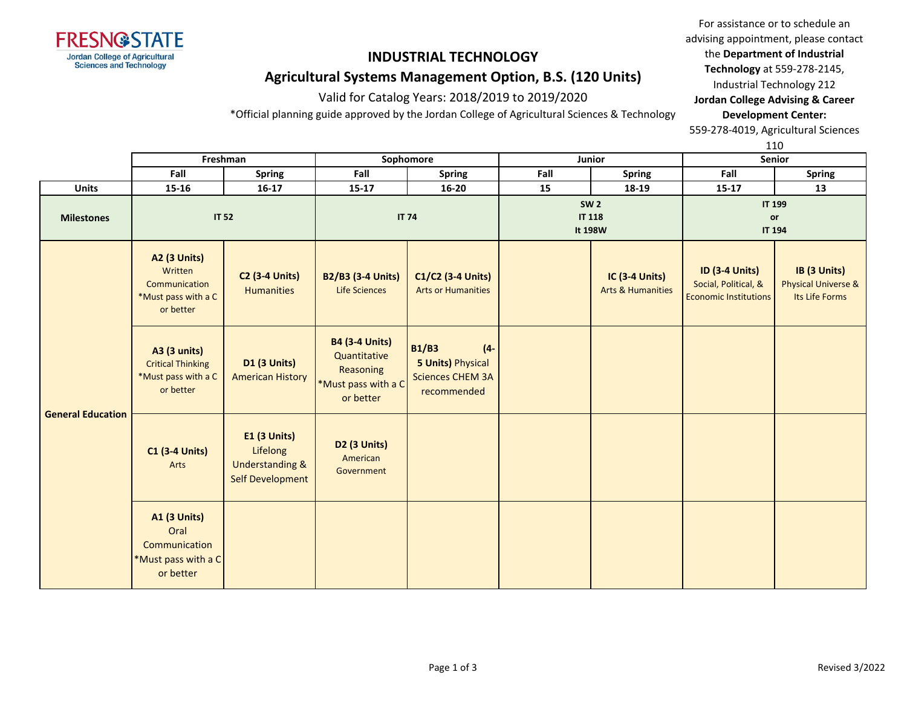FRESNO STATE
Jordan College of Agricultural Sciences and Technology

# INDUSTRIAL TECHNOLOGY

## Agricultural Systems Management Option, B.S. (120 Units)

Valid for Catalog Years: 2018/2019 to 2019/2020

*Official planning guide approved by the Jordan College of Agricultural Sciences & Technology

For assistance or to schedule an advising appointment, please contact the **Department of Industrial Technology** at 559-278-2145, Industrial Technology 212
**Jordan College Advising & Career Development Center:** 559-278-4019, Agricultural Sciences 110

| | Freshman | | Sophomore | | Junior | | Senior | |
|---|---|---|---|---|---|---|---|---|
| | Fall | Spring | Fall | Spring | Fall | Spring | Fall | Spring |
| **Units** | 15-16 | 16-17 | 15-17 | 16-20 | 15 | 18-19 | 15-17 | 13 |
| **Milestones** | IT 52 | | IT 74 | | SW 2<br>IT 118<br>It 198W | | IT 199<br>or<br>IT 194 | |
| **General Education** | **A2 (3 Units)** Written Communication *Must pass with a C or better | **C2 (3-4 Units)** Humanities | **B2/B3 (3-4 Units)** Life Sciences | **C1/C2 (3-4 Units)** Arts or Humanities | | **IC (3-4 Units)** Arts & Humanities | **ID (3-4 Units)** Social, Political, & Economic Institutions | **IB (3 Units)** Physical Universe & Its Life Forms |
| | **A3 (3 units)** Critical Thinking *Must pass with a C or better | **D1 (3 Units)** American History | **B4 (3-4 Units)** Quantitative Reasoning *Must pass with a C or better | **B1/B3 (4-5 Units)** Physical Sciences CHEM 3A recommended | | | | |
| | **C1 (3-4 Units)** Arts | **E1 (3 Units)** Lifelong Understanding & Self Development | **D2 (3 Units)** American Government | | | | | |
| | **A1 (3 Units)** Oral Communication *Must pass with a C or better | | | | | | | |

Revised 3/2022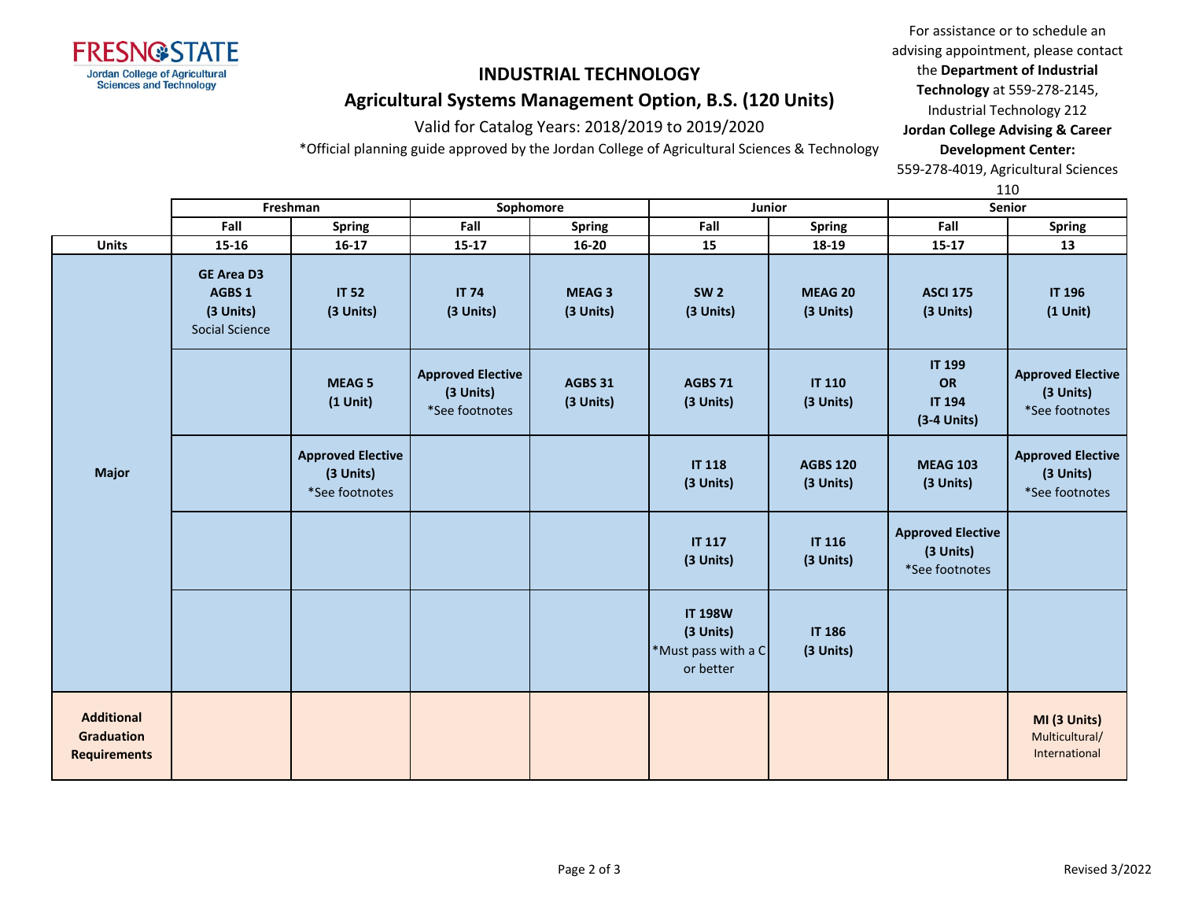FRESNO STATE
Jordan College of Agricultural Sciences and Technology

# INDUSTRIAL TECHNOLOGY

## Agricultural Systems Management Option, B.S. (120 Units)

Valid for Catalog Years: 2018/2019 to 2019/2020

*Official planning guide approved by the Jordan College of Agricultural Sciences & Technology

For assistance or to schedule an advising appointment, please contact the **Department of Industrial Technology** at 559-278-2145, Industrial Technology 212
**Jordan College Advising & Career Development Center:** 559-278-4019, Agricultural Sciences 110

| | Freshman | | Sophomore | | Junior | | Senior | |
|---|---|---|---|---|---|---|---|---|
| | **Fall** | **Spring** | **Fall** | **Spring** | **Fall** | **Spring** | **Fall** | **Spring** |
| **Units** | **15-16** | **16-17** | **15-17** | **16-20** | **15** | **18-19** | **15-17** | **13** |
| **Major** | **GE Area D3 AGBS 1 (3 Units)** Social Science | **IT 52 (3 Units)** | **IT 74 (3 Units)** | **MEAG 3 (3 Units)** | **SW 2 (3 Units)** | **MEAG 20 (3 Units)** | **ASCI 175 (3 Units)** | **IT 196 (1 Unit)** |
| | | **MEAG 5 (1 Unit)** | **Approved Elective (3 Units)** *See footnotes | **AGBS 31 (3 Units)** | **AGBS 71 (3 Units)** | **IT 110 (3 Units)** | **IT 199 OR IT 194 (3-4 Units)** | **Approved Elective (3 Units)** *See footnotes |
| | | **Approved Elective (3 Units)** *See footnotes | | | **IT 118 (3 Units)** | **AGBS 120 (3 Units)** | **MEAG 103 (3 Units)** | **Approved Elective (3 Units)** *See footnotes |
| | | | | | **IT 117 (3 Units)** | **IT 116 (3 Units)** | **Approved Elective (3 Units)** *See footnotes | |
| | | | | | **IT 198W (3 Units)** *Must pass with a C or better | **IT 186 (3 Units)** | | |
| **Additional Graduation Requirements** | | | | | | | | **MI (3 Units)** Multicultural/ International |

Revised 3/2022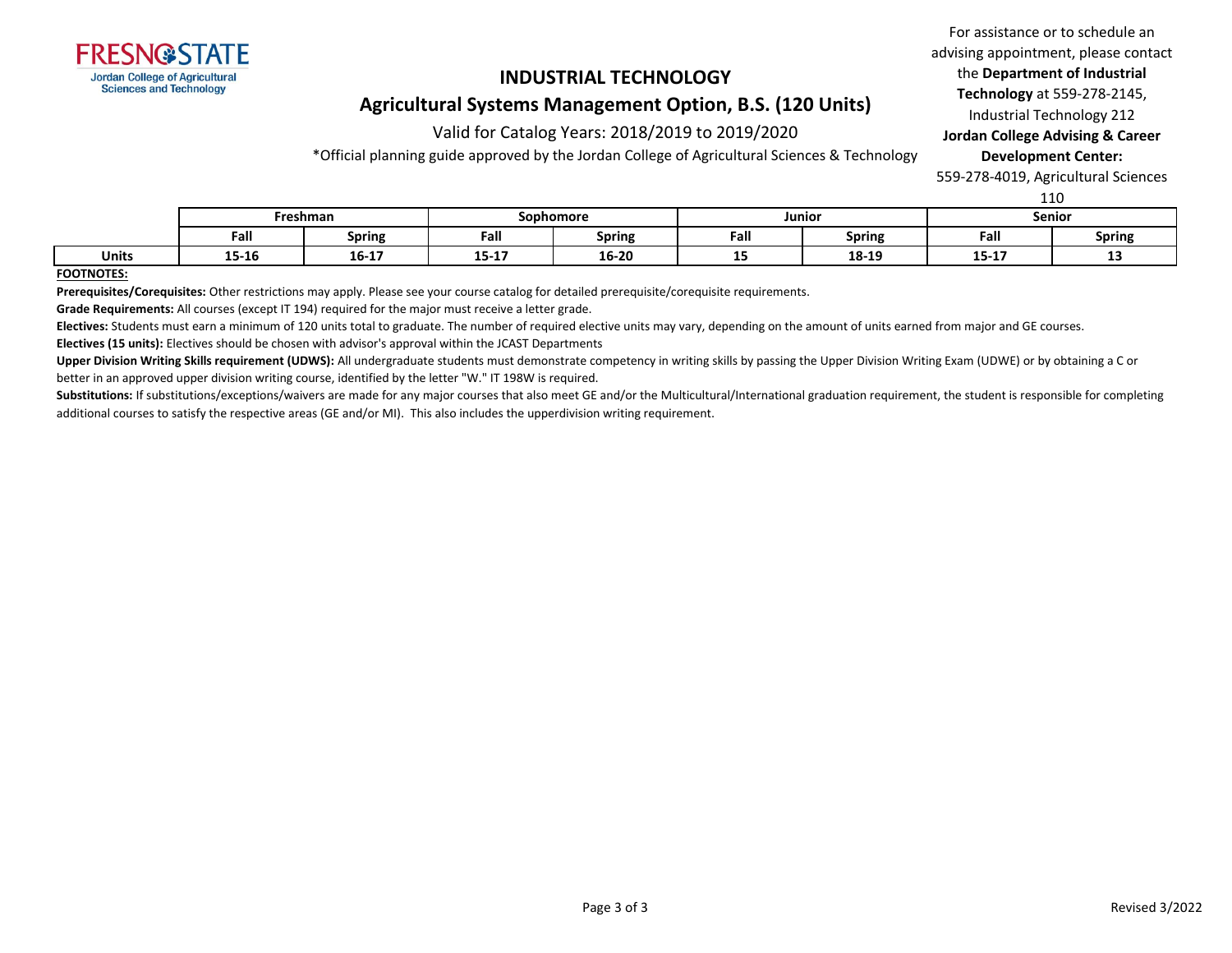FRESNO STATE
Jordan College of Agricultural Sciences and Technology

# INDUSTRIAL TECHNOLOGY

## Agricultural Systems Management Option, B.S. (120 Units)

Valid for Catalog Years: 2018/2019 to 2019/2020

*Official planning guide approved by the Jordan College of Agricultural Sciences & Technology

For assistance or to schedule an advising appointment, please contact the **Department of Industrial Technology** at 559-278-2145, Industrial Technology 212
**Jordan College Advising & Career Development Center:** 559-278-4019, Agricultural Sciences 110

| | Freshman | | Sophomore | | Junior | | Senior | |
|---|---|---|---|---|---|---|---|---|
| | Fall | Spring | Fall | Spring | Fall | Spring | Fall | Spring |
| **Units** | 15-16 | 16-17 | 15-17 | 16-20 | 15 | 18-19 | 15-17 | 13 |

**FOOTNOTES:**

**Prerequisites/Corequisites:** Other restrictions may apply. Please see your course catalog for detailed prerequisite/corequisite requirements.

**Grade Requirements:** All courses (except IT 194) required for the major must receive a letter grade.

**Electives:** Students must earn a minimum of 120 units total to graduate. The number of required elective units may vary, depending on the amount of units earned from major and GE courses.

**Electives (15 units):** Electives should be chosen with advisor's approval within the JCAST Departments

**Upper Division Writing Skills requirement (UDWS):** All undergraduate students must demonstrate competency in writing skills by passing the Upper Division Writing Exam (UDWE) or by obtaining a C or better in an approved upper division writing course, identified by the letter "W." IT 198W is required.

**Substitutions:** If substitutions/exceptions/waivers are made for any major courses that also meet GE and/or the Multicultural/International graduation requirement, the student is responsible for completing additional courses to satisfy the respective areas (GE and/or MI). This also includes the upperdivision writing requirement.

Revised 3/2022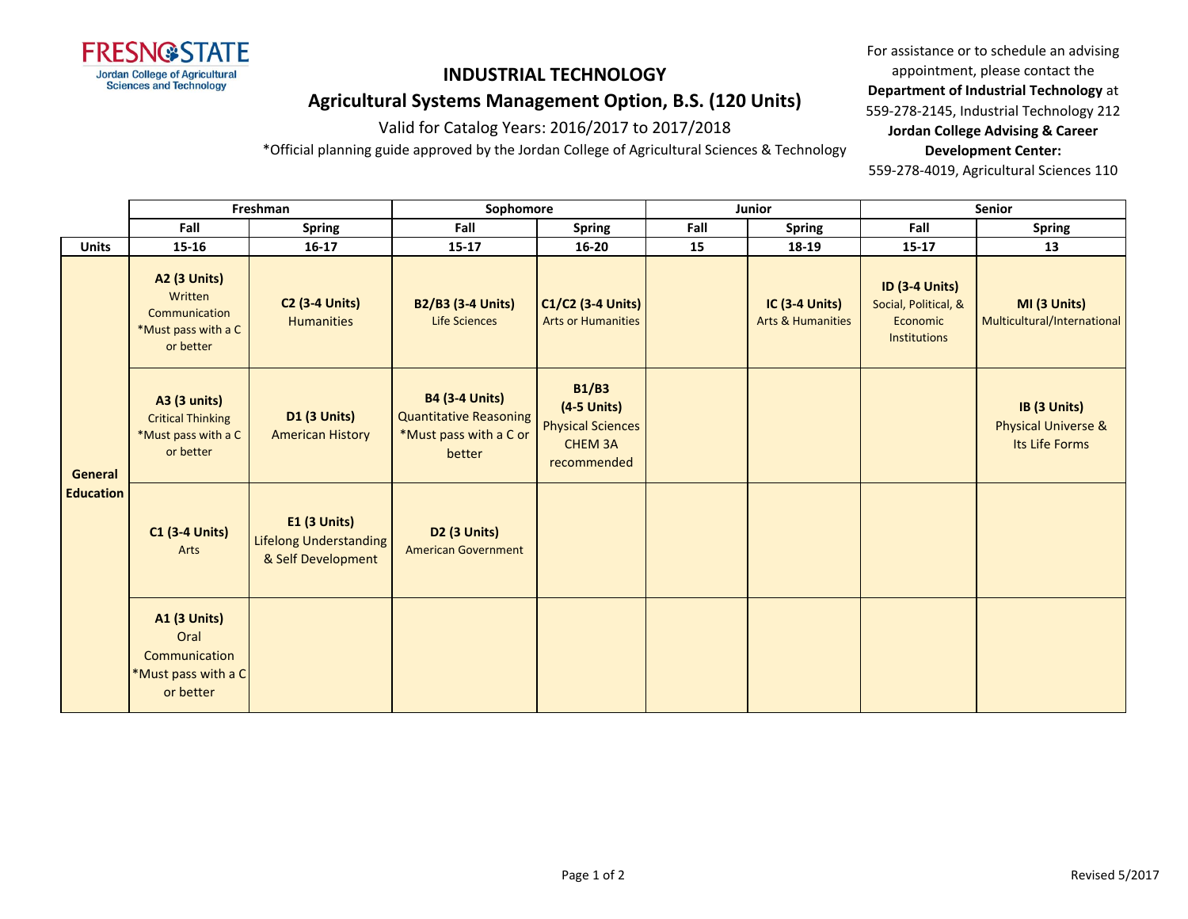FRESNO STATE
Jordan College of Agricultural Sciences and Technology

# INDUSTRIAL TECHNOLOGY

## Agricultural Systems Management Option, B.S. (120 Units)

Valid for Catalog Years: 2016/2017 to 2017/2018

*Official planning guide approved by the Jordan College of Agricultural Sciences & Technology

For assistance or to schedule an advising appointment, please contact the **Department of Industrial Technology** at 559-278-2145, Industrial Technology 212
**Jordan College Advising & Career Development Center:**
559-278-4019, Agricultural Sciences 110

| | Freshman | | Sophomore | | Junior | | Senior | |
|---|---|---|---|---|---|---|---|---|
| | Fall | Spring | Fall | Spring | Fall | Spring | Fall | Spring |
| **Units** | 15-16 | 16-17 | 15-17 | 16-20 | 15 | 18-19 | 15-17 | 13 |
| **General Education** | **A2 (3 Units)** Written Communication *Must pass with a C or better | **C2 (3-4 Units)** Humanities | **B2/B3 (3-4 Units)** Life Sciences | **C1/C2 (3-4 Units)** Arts or Humanities | | **IC (3-4 Units)** Arts & Humanities | **ID (3-4 Units)** Social, Political, & Economic Institutions | **MI (3 Units)** Multicultural/International |
| | **A3 (3 units)** Critical Thinking *Must pass with a C or better | **D1 (3 Units)** American History | **B4 (3-4 Units)** Quantitative Reasoning *Must pass with a C or better | **B1/B3 (4-5 Units)** Physical Sciences CHEM 3A recommended | | | | **IB (3 Units)** Physical Universe & Its Life Forms |
| | **C1 (3-4 Units)** Arts | **E1 (3 Units)** Lifelong Understanding & Self Development | **D2 (3 Units)** American Government | | | | | |
| | **A1 (3 Units)** Oral Communication *Must pass with a C or better | | | | | | | |

Revised 5/2017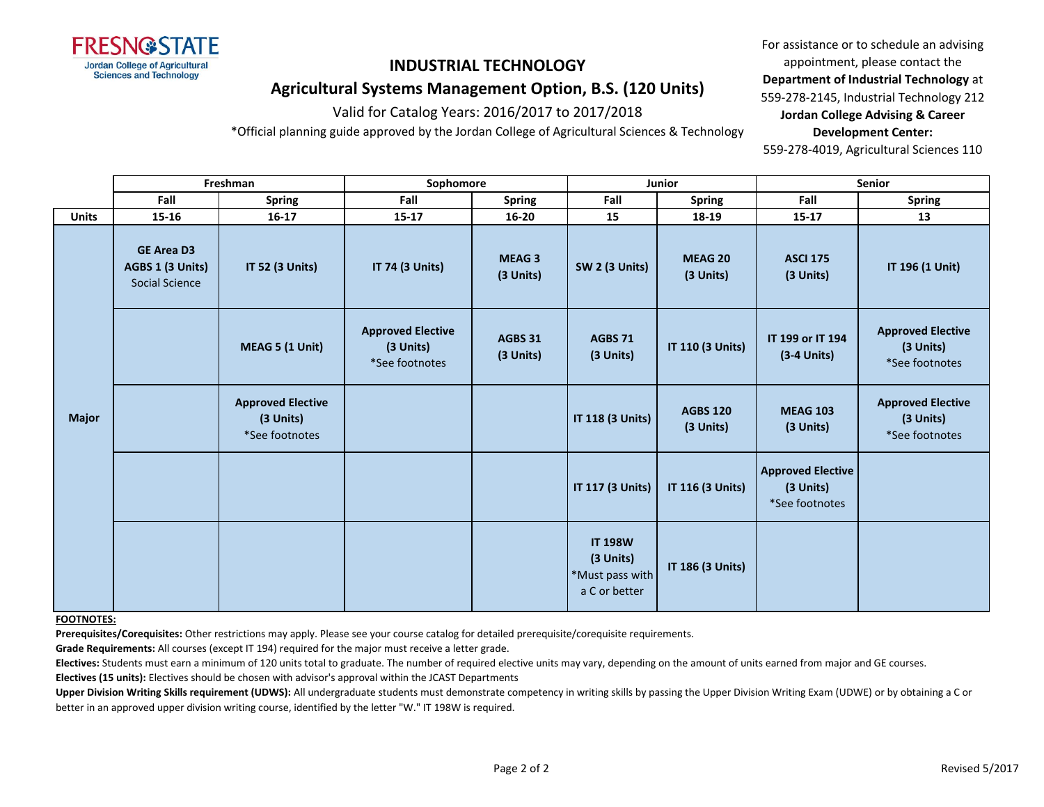FRESNO STATE
Jordan College of Agricultural Sciences and Technology

# INDUSTRIAL TECHNOLOGY

## Agricultural Systems Management Option, B.S. (120 Units)

Valid for Catalog Years: 2016/2017 to 2017/2018

*Official planning guide approved by the Jordan College of Agricultural Sciences & Technology

For assistance or to schedule an advising appointment, please contact the **Department of Industrial Technology** at 559-278-2145, Industrial Technology 212
**Jordan College Advising & Career Development Center:** 559-278-4019, Agricultural Sciences 110

| | Freshman | | Sophomore | | Junior | | Senior | |
|---|---|---|---|---|---|---|---|---|
| | **Fall** | **Spring** | **Fall** | **Spring** | **Fall** | **Spring** | **Fall** | **Spring** |
| **Units** | **15-16** | **16-17** | **15-17** | **16-20** | **15** | **18-19** | **15-17** | **13** |
| **Major** | **GE Area D3 AGBS 1 (3 Units)** Social Science | **IT 52 (3 Units)** | **IT 74 (3 Units)** | **MEAG 3 (3 Units)** | **SW 2 (3 Units)** | **MEAG 20 (3 Units)** | **ASCI 175 (3 Units)** | **IT 196 (1 Unit)** |
| | | **MEAG 5 (1 Unit)** | **Approved Elective (3 Units)** *See footnotes | **AGBS 31 (3 Units)** | **AGBS 71 (3 Units)** | **IT 110 (3 Units)** | **IT 199 or IT 194 (3-4 Units)** | **Approved Elective (3 Units)** *See footnotes |
| | | **Approved Elective (3 Units)** *See footnotes | | | **IT 118 (3 Units)** | **AGBS 120 (3 Units)** | **MEAG 103 (3 Units)** | **Approved Elective (3 Units)** *See footnotes |
| | | | | | **IT 117 (3 Units)** | **IT 116 (3 Units)** | **Approved Elective (3 Units)** *See footnotes | |
| | | | | | **IT 198W (3 Units)** *Must pass with a C or better | **IT 186 (3 Units)** | | |

**FOOTNOTES:**

**Prerequisites/Corequisites:** Other restrictions may apply. Please see your course catalog for detailed prerequisite/corequisite requirements.

**Grade Requirements:** All courses (except IT 194) required for the major must receive a letter grade.

**Electives:** Students must earn a minimum of 120 units total to graduate. The number of required elective units may vary, depending on the amount of units earned from major and GE courses.

**Electives (15 units):** Electives should be chosen with advisor's approval within the JCAST Departments

**Upper Division Writing Skills requirement (UDWS):** All undergraduate students must demonstrate competency in writing skills by passing the Upper Division Writing Exam (UDWE) or by obtaining a C or better in an approved upper division writing course, identified by the letter "W." IT 198W is required.

Revised 5/2017